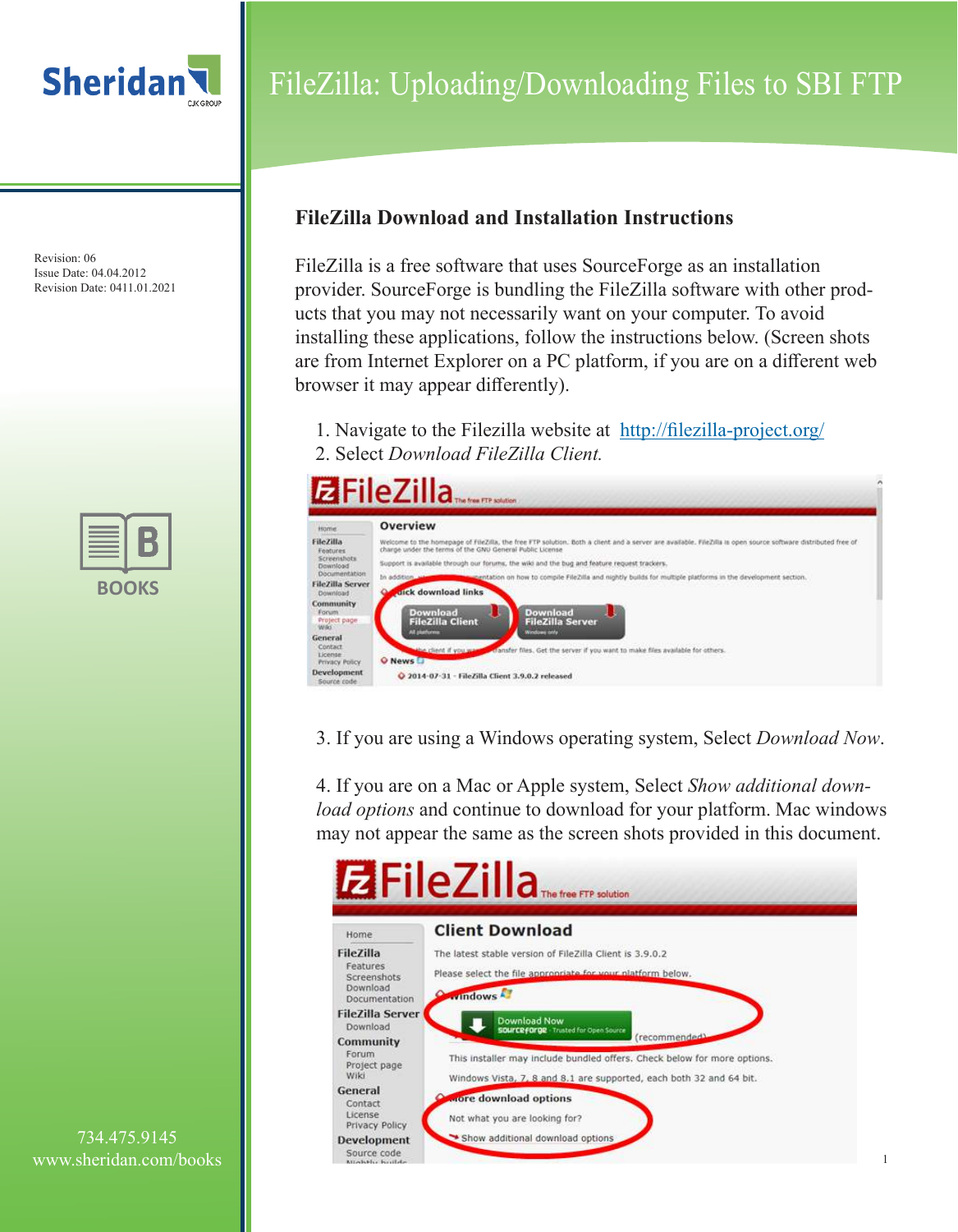# FileZilla: Uploading/Downloading Files to SBI FTP

Revision: 06
Issue Date: 04.04.2012
Revision Date: 0411.01.2021

## FileZilla Download and Installation Instructions

FileZilla is a free software that uses SourceForge as an installation provider. SourceForge is bundling the FileZilla software with other products that you may not necessarily want on your computer. To avoid installing these applications, follow the instructions below. (Screen shots are from Internet Explorer on a PC platform, if you are on a different web browser it may appear differently).

1. Navigate to the Filezilla website at http://filezilla-project.org/
2. Select *Download FileZilla Client.*

3. If you are using a Windows operating system, Select *Download Now*.

4. If you are on a Mac or Apple system, Select *Show additional download options* and continue to download for your platform. Mac windows may not appear the same as the screen shots provided in this document.

734.475.9145
www.sheridan.com/books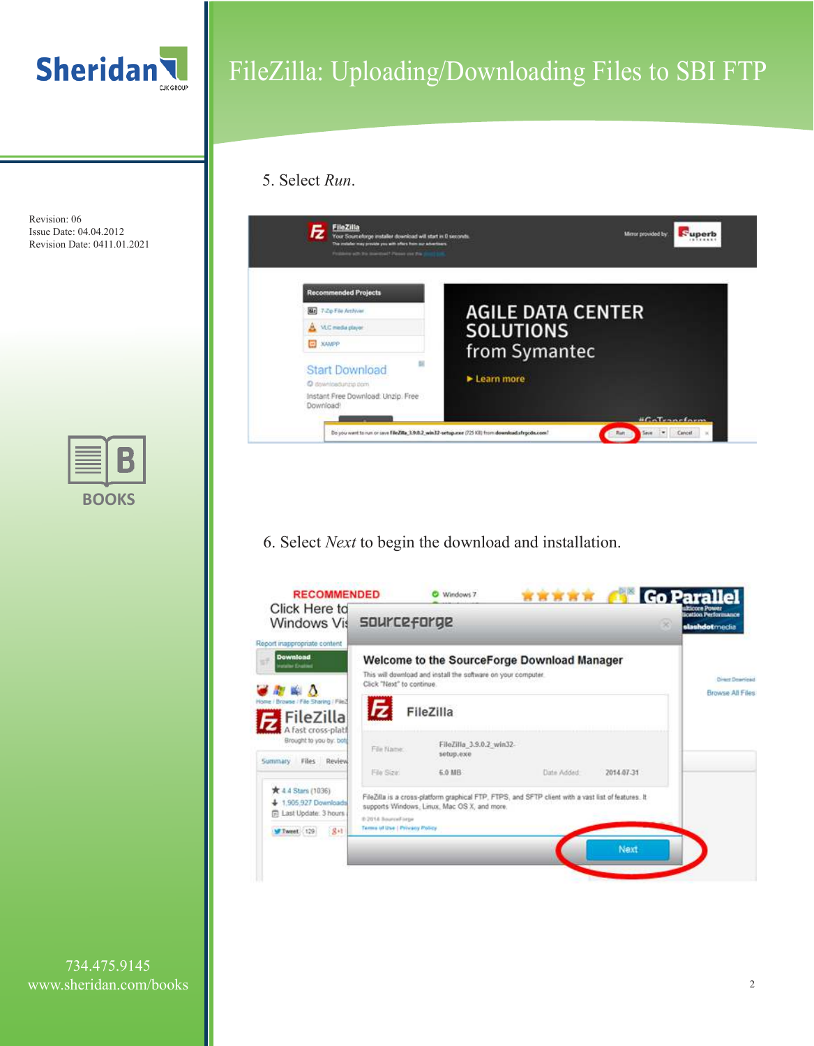5. Select *Run*.

6. Select *Next* to begin the download and installation.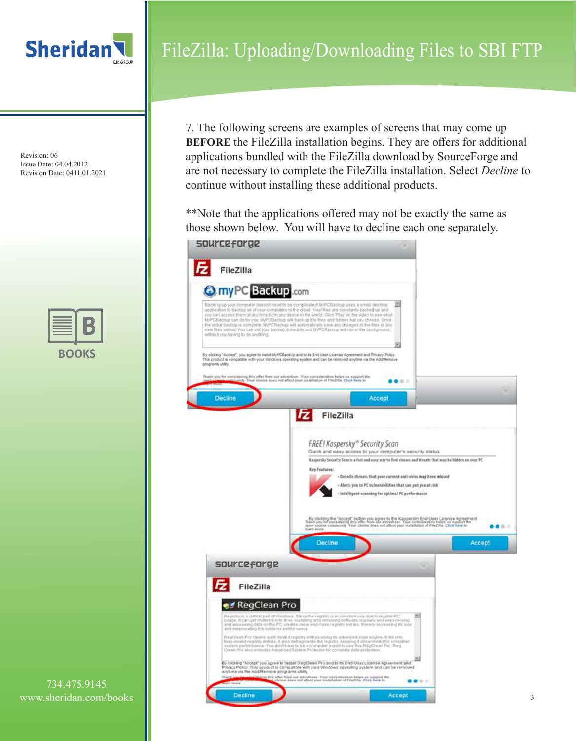7. The following screens are examples of screens that may come up **BEFORE** the FileZilla installation begins. They are offers for additional applications bundled with the FileZilla download by SourceForge and are not necessary to complete the FileZilla installation. Select *Decline* to continue without installing these additional products.

**Note that the applications offered may not be exactly the same as those shown below. You will have to decline each one separately.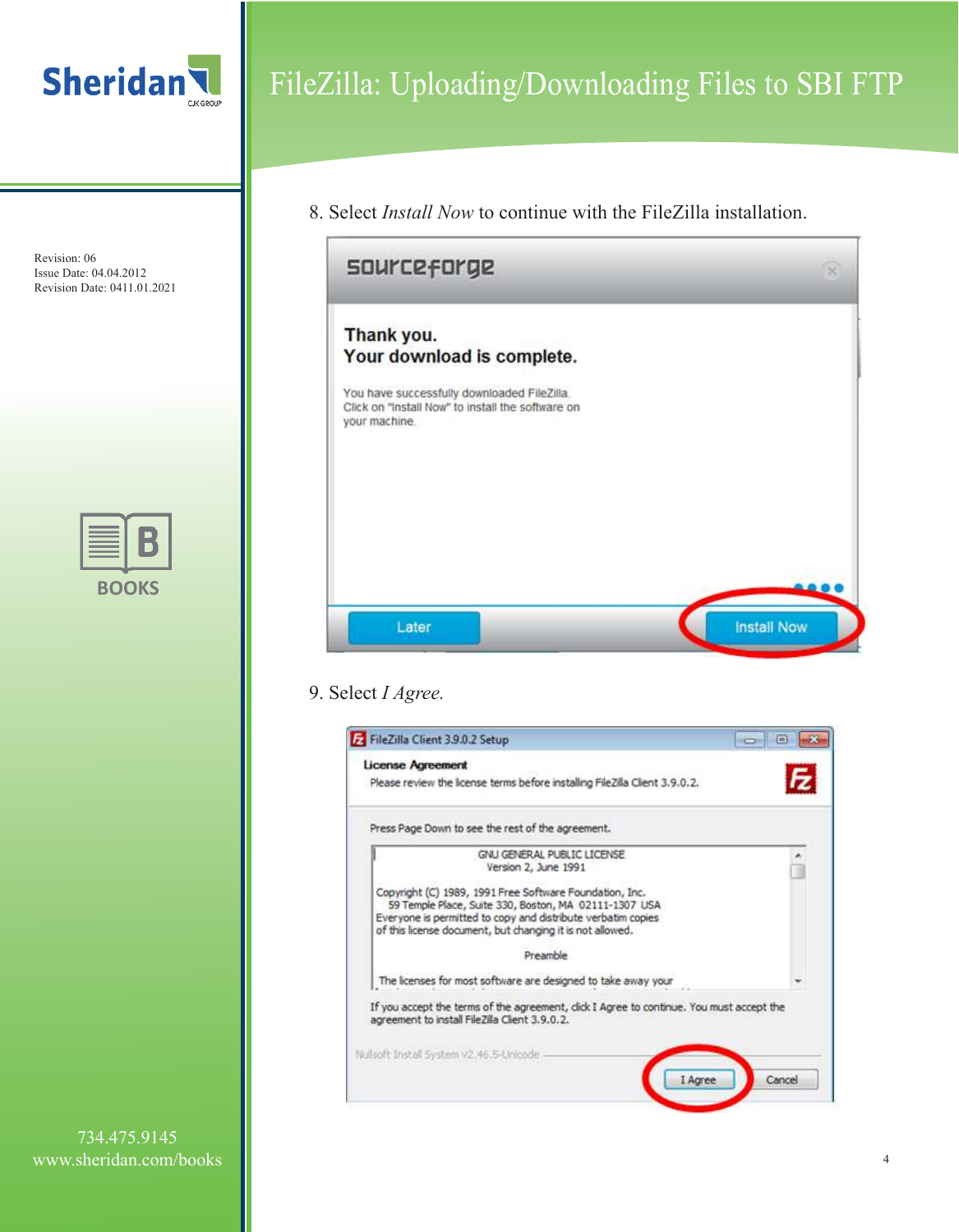8. Select *Install Now* to continue with the FileZilla installation.

9. Select *I Agree.*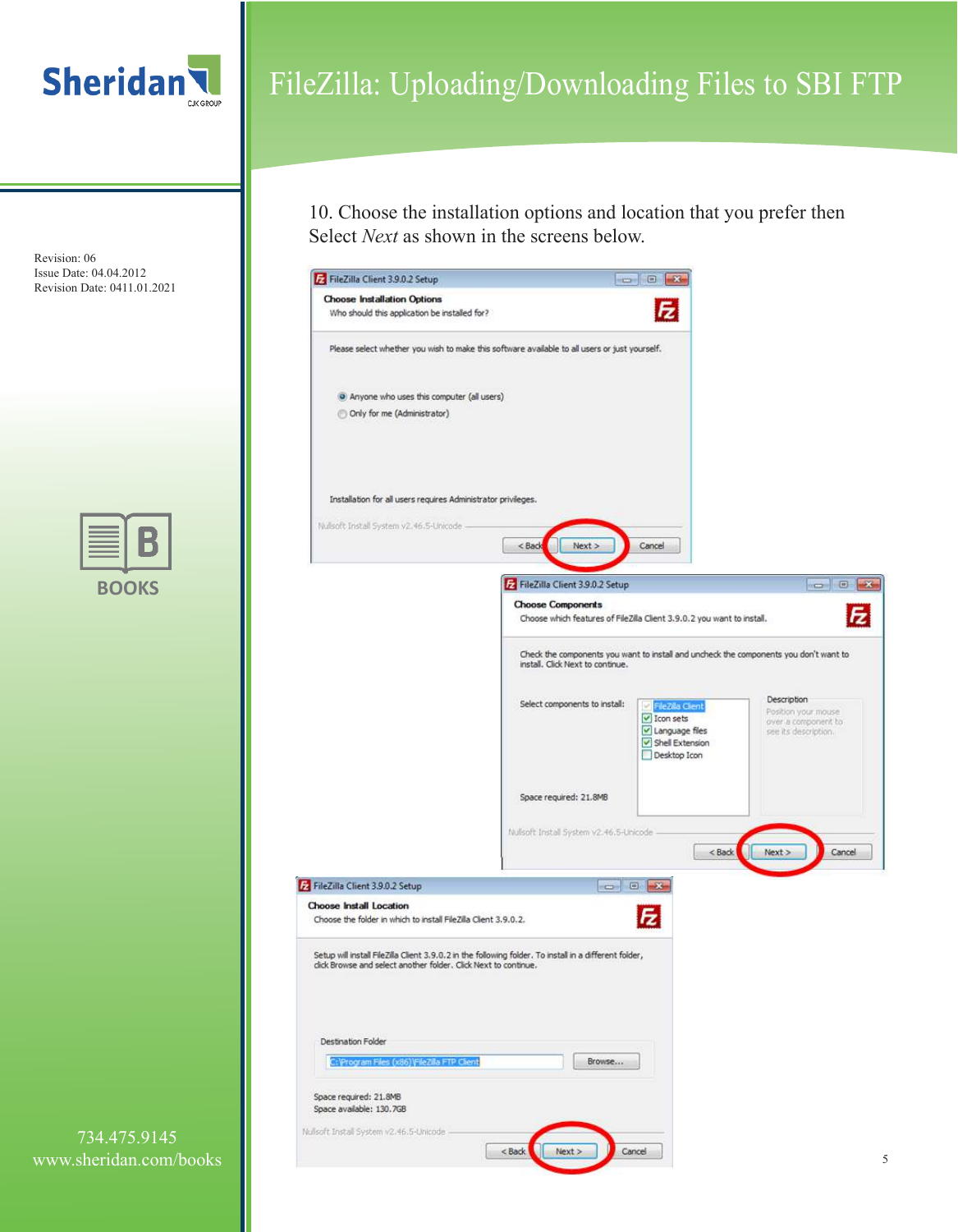10. Choose the installation options and location that you prefer then Select *Next* as shown in the screens below.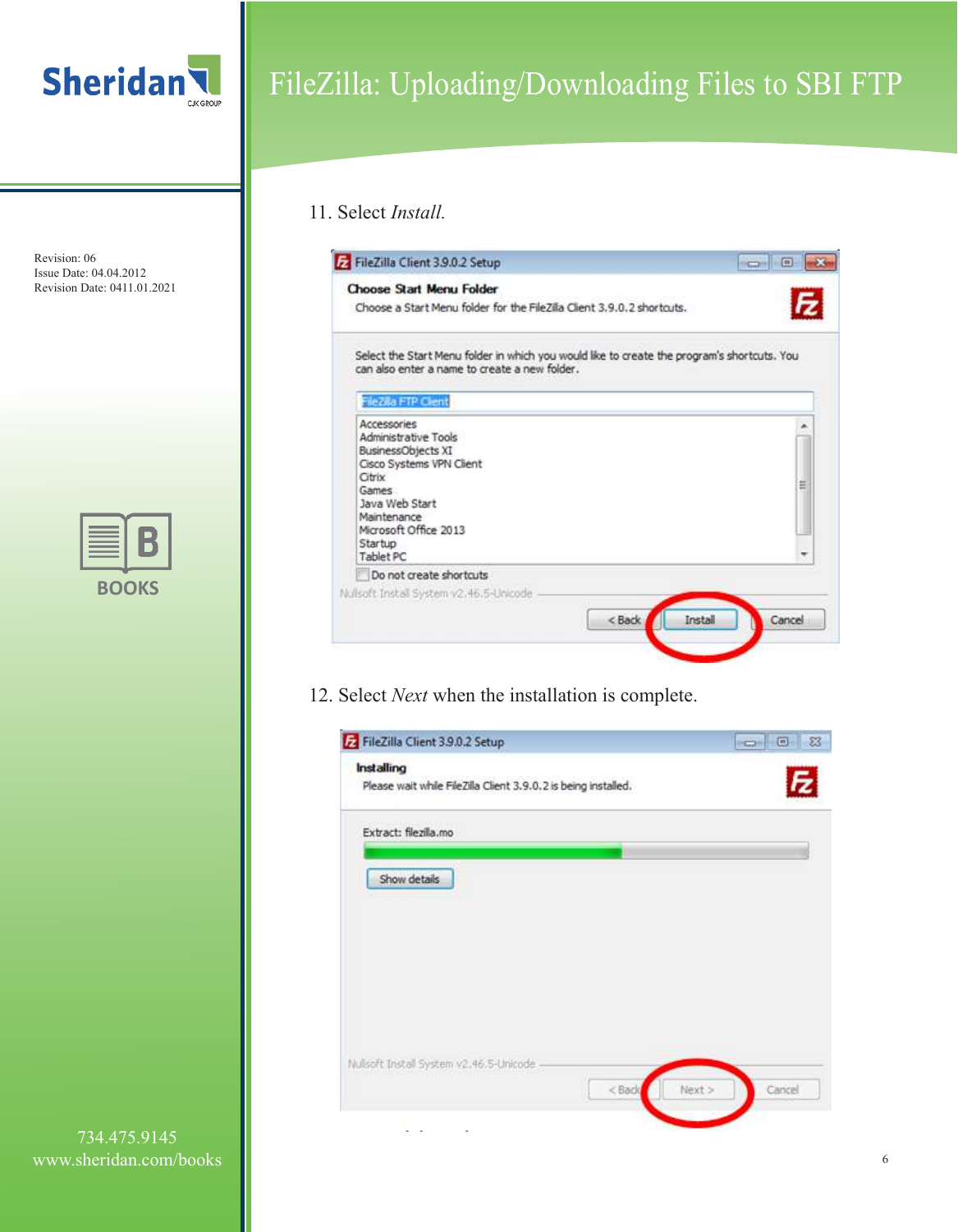11. Select *Install.*

12. Select *Next* when the installation is complete.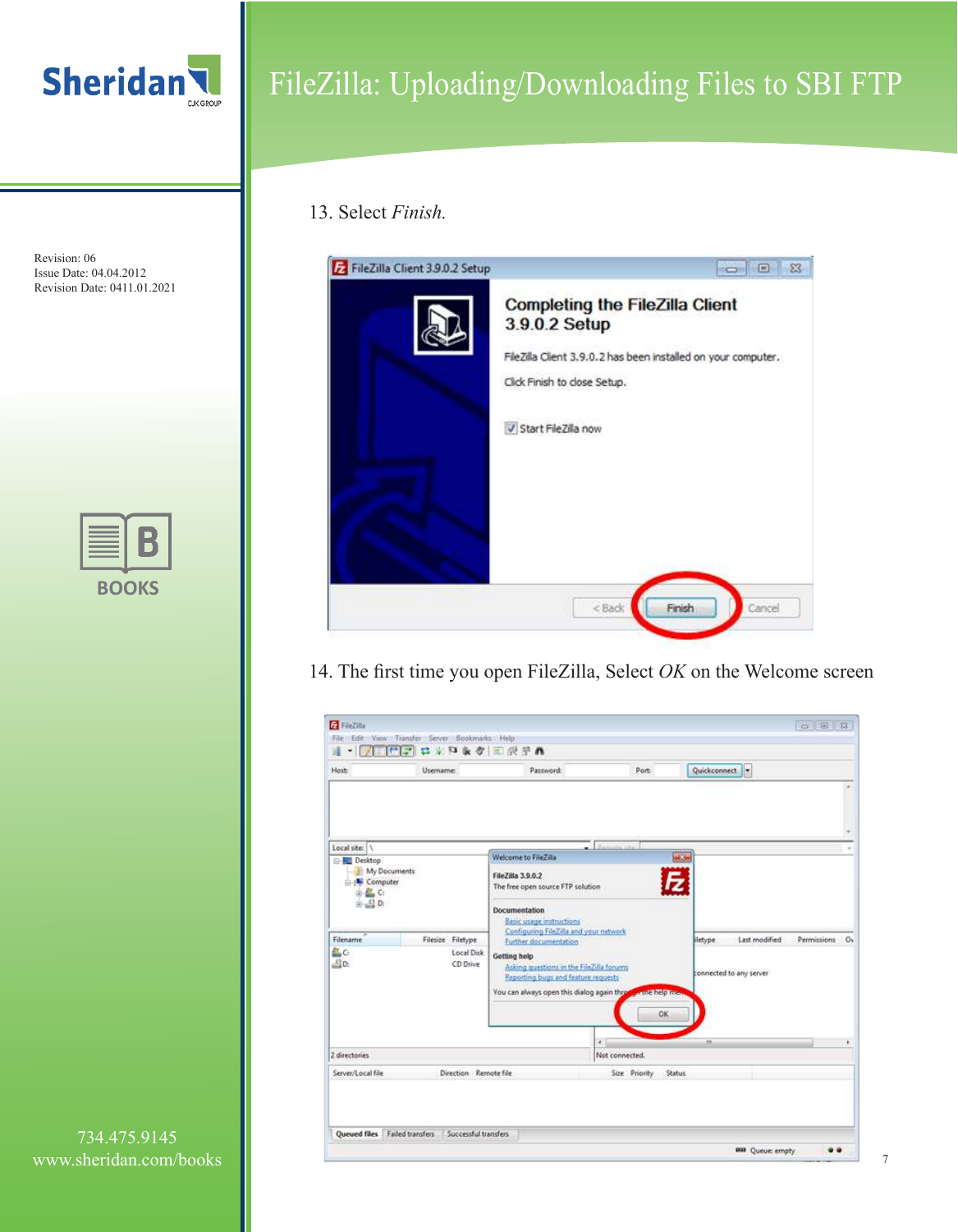13. Select *Finish.*

14. The first time you open FileZilla, Select *OK* on the Welcome screen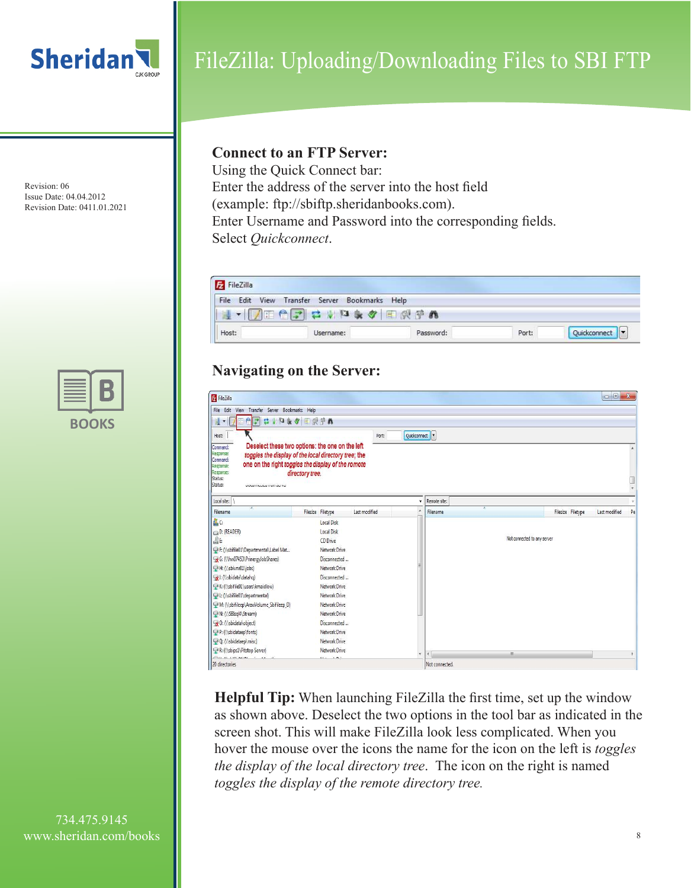Sheridan CJK GROUP

# FileZilla: Uploading/Downloading Files to SBI FTP

Revision: 06
Issue Date: 04.04.2012
Revision Date: 0411.01.2021

## Connect to an FTP Server:

Using the Quick Connect bar:
Enter the address of the server into the host field
(example: ftp://sbiftp.sheridanbooks.com).
Enter Username and Password into the corresponding fields.
Select *Quickconnect*.

## Navigating on the Server:

Deselect these two options: the one on the left toggles the display of the local directory tree; the one on the right toggles the display of the remote directory tree.

BOOKS

**Helpful Tip:** When launching FileZilla the first time, set up the window as shown above. Deselect the two options in the tool bar as indicated in the screen shot. This will make FileZilla look less complicated. When you hover the mouse over the icons the name for the icon on the left is *toggles the display of the local directory tree*. The icon on the right is named *toggles the display of the remote directory tree.*

734.475.9145
www.sheridan.com/books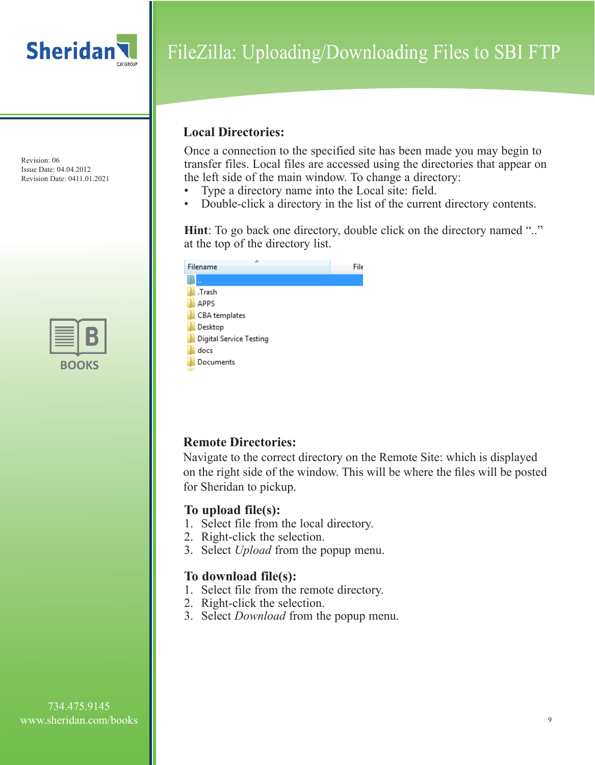# FileZilla: Uploading/Downloading Files to SBI FTP

Revision: 06
Issue Date: 04.04.2012
Revision Date: 0411.01.2021

## Local Directories:

Once a connection to the specified site has been made you may begin to transfer files. Local files are accessed using the directories that appear on the left side of the main window. To change a directory:

- Type a directory name into the Local site: field.
- Double-click a directory in the list of the current directory contents.

**Hint**: To go back one directory, double click on the directory named ".." at the top of the directory list.

## Remote Directories:

Navigate to the correct directory on the Remote Site: which is displayed on the right side of the window. This will be where the files will be posted for Sheridan to pickup.

## To upload file(s):

1. Select file from the local directory.
2. Right-click the selection.
3. Select *Upload* from the popup menu.

## To download file(s):

1. Select file from the remote directory.
2. Right-click the selection.
3. Select *Download* from the popup menu.

734.475.9145
www.sheridan.com/books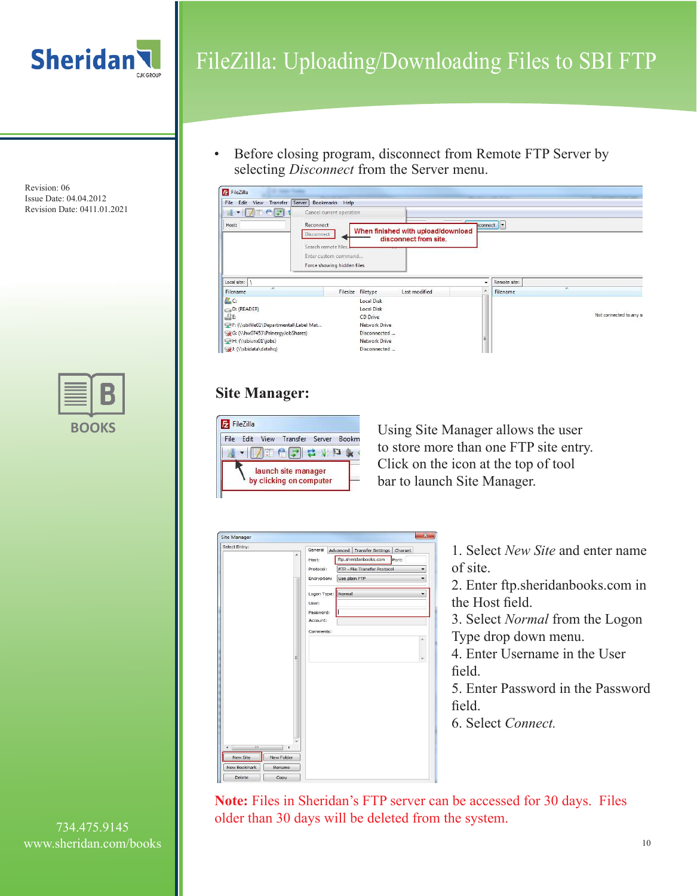# FileZilla: Uploading/Downloading Files to SBI FTP

Revision: 06
Issue Date: 04.04.2012
Revision Date: 0411.01.2021

- Before closing program, disconnect from Remote FTP Server by selecting *Disconnect* from the Server menu.

When finished with upload/download disconnect from site.

## Site Manager:

launch site manager by clicking on computer

Using Site Manager allows the user to store more than one FTP site entry. Click on the icon at the top of tool bar to launch Site Manager.

1. Select *New Site* and enter name of site.
2. Enter ftp.sheridanbooks.com in the Host field.
3. Select *Normal* from the Logon Type drop down menu.
4. Enter Username in the User field.
5. Enter Password in the Password field.
6. Select *Connect.*

**Note:** Files in Sheridan's FTP server can be accessed for 30 days. Files older than 30 days will be deleted from the system.

734.475.9145
www.sheridan.com/books